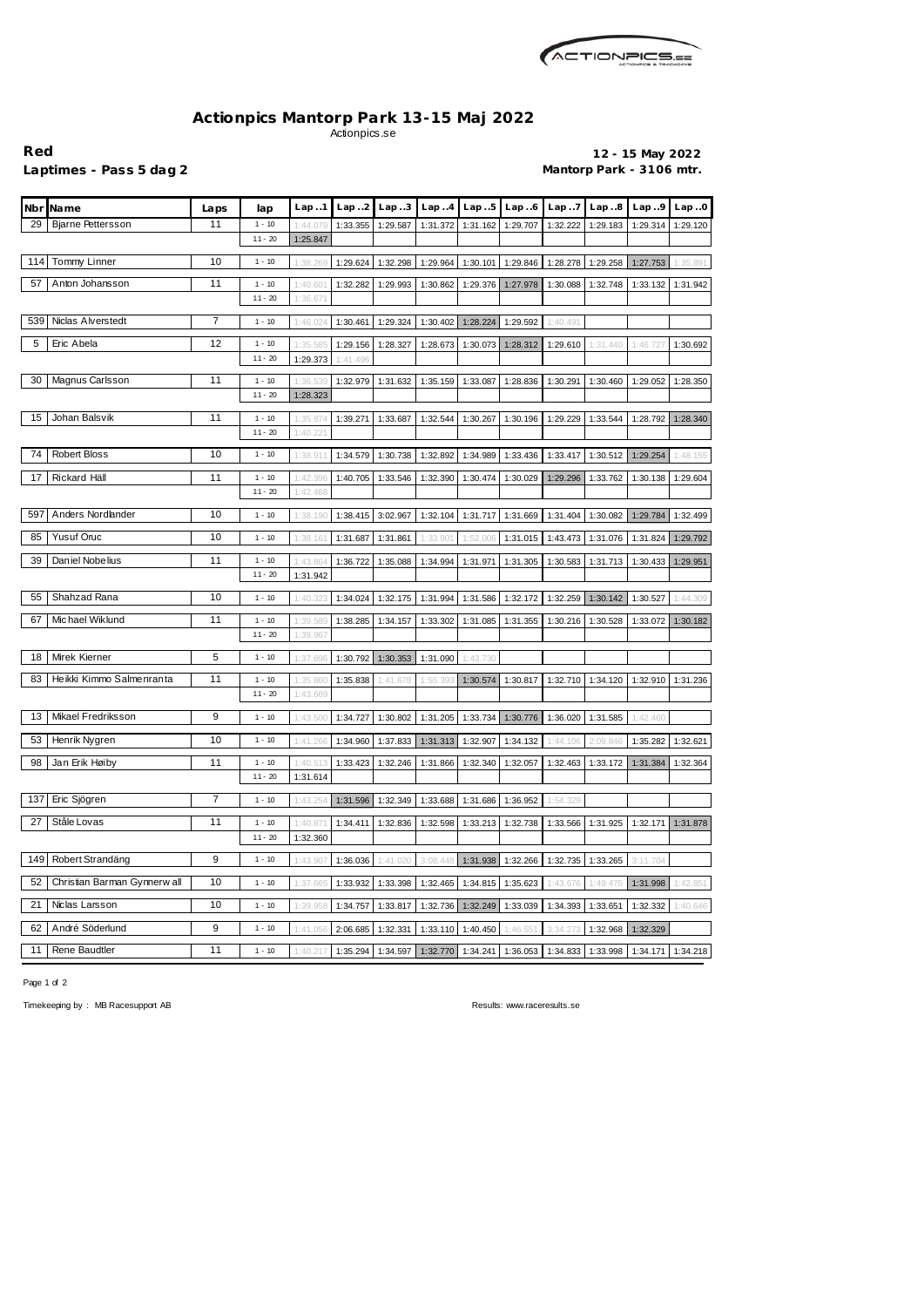# Actionpics Mantorp Park 13-15 Maj 2022

Actionpics.se

**Red**
**Laptimes - Pass 5 dag 2**

**12 - 15 May 2022**
**Mantorp Park - 3106 mtr.**

| Nbr | Name | Laps | lap | Lap..1 | Lap..2 | Lap..3 | Lap..4 | Lap..5 | Lap..6 | Lap..7 | Lap..8 | Lap..9 | Lap..0 |
|---|---|---|---|---|---|---|---|---|---|---|---|---|---|
| 29 | Bjarne Pettersson | 11 | 1 - 10 | 1:44.079 | 1:33.355 | 1:29.587 | 1:31.372 | 1:31.162 | 1:29.707 | 1:32.222 | 1:29.183 | 1:29.314 | 1:29.120 |
| | | | 11 - 20 | 1:25.847 | | | | | | | | | |
| 114 | Tommy Linner | 10 | 1 - 10 | 1:38.269 | 1:29.624 | 1:32.298 | 1:29.964 | 1:30.101 | 1:29.846 | 1:28.278 | 1:29.258 | 1:27.753 | 1:35.891 |
| 57 | Anton Johansson | 11 | 1 - 10 | 1:40.601 | 1:32.282 | 1:29.993 | 1:30.862 | 1:29.376 | 1:27.978 | 1:30.088 | 1:32.748 | 1:33.132 | 1:31.942 |
| | | | 11 - 20 | 1:36.671 | | | | | | | | | |
| 539 | Niclas Alverstedt | 7 | 1 - 10 | 1:46.024 | 1:30.461 | 1:29.324 | 1:30.402 | 1:28.224 | 1:29.592 | 1:40.491 | | | |
| 5 | Eric Abela | 12 | 1 - 10 | 1:35.585 | 1:29.156 | 1:28.327 | 1:28.673 | 1:30.073 | 1:28.312 | 1:29.610 | 1:31.440 | 1:46.727 | 1:30.692 |
| | | | 11 - 20 | 1:29.373 | 1:41.496 | | | | | | | | |
| 30 | Magnus Carlsson | 11 | 1 - 10 | 1:36.539 | 1:32.979 | 1:31.632 | 1:35.159 | 1:33.087 | 1:28.836 | 1:30.291 | 1:30.460 | 1:29.052 | 1:28.350 |
| | | | 11 - 20 | 1:28.323 | | | | | | | | | |
| 15 | Johan Balsvik | 11 | 1 - 10 | 1:35.874 | 1:39.271 | 1:33.687 | 1:32.544 | 1:30.267 | 1:30.196 | 1:29.229 | 1:33.544 | 1:28.792 | 1:28.340 |
| | | | 11 - 20 | 1:40.221 | | | | | | | | | |
| 74 | Robert Bloss | 10 | 1 - 10 | 1:38.911 | 1:34.579 | 1:30.738 | 1:32.892 | 1:34.989 | 1:33.436 | 1:33.417 | 1:30.512 | 1:29.254 | 1:48.155 |
| 17 | Rickard Häll | 11 | 1 - 10 | 1:42.396 | 1:40.705 | 1:33.546 | 1:32.390 | 1:30.474 | 1:30.029 | 1:29.296 | 1:33.762 | 1:30.138 | 1:29.604 |
| | | | 11 - 20 | 1:42.468 | | | | | | | | | |
| 597 | Anders Nordlander | 10 | 1 - 10 | 1:38.190 | 1:38.415 | 3:02.967 | 1:32.104 | 1:31.717 | 1:31.669 | 1:31.404 | 1:30.082 | 1:29.784 | 1:32.499 |
| 85 | Yusuf Oruc | 10 | 1 - 10 | 1:38.161 | 1:31.687 | 1:31.861 | 1:33.901 | 1:52.006 | 1:31.015 | 1:43.473 | 1:31.076 | 1:31.824 | 1:29.792 |
| 39 | Daniel Nobelius | 11 | 1 - 10 | 1:43.864 | 1:36.722 | 1:35.088 | 1:34.994 | 1:31.971 | 1:31.305 | 1:30.583 | 1:31.713 | 1:30.433 | 1:29.951 |
| | | | 11 - 20 | 1:31.942 | | | | | | | | | |
| 55 | Shahzad Rana | 10 | 1 - 10 | 1:40.323 | 1:34.024 | 1:32.175 | 1:31.994 | 1:31.586 | 1:32.172 | 1:32.259 | 1:30.142 | 1:30.527 | 1:44.309 |
| 67 | Michael Wiklund | 11 | 1 - 10 | 1:39.589 | 1:38.285 | 1:34.157 | 1:33.302 | 1:31.085 | 1:31.355 | 1:30.216 | 1:30.528 | 1:33.072 | 1:30.182 |
| | | | 11 - 20 | 1:39.967 | | | | | | | | | |
| 18 | Mirek Kierner | 5 | 1 - 10 | 1:37.696 | 1:30.792 | 1:30.353 | 1:31.090 | 1:43.730 | | | | | |
| 83 | Heikki Kimmo Salmenranta | 11 | 1 - 10 | 1:35.860 | 1:35.838 | 1:41.678 | 1:55.393 | 1:30.574 | 1:30.817 | 1:32.710 | 1:34.120 | 1:32.910 | 1:31.236 |
| | | | 11 - 20 | 1:43.669 | | | | | | | | | |
| 13 | Mikael Fredriksson | 9 | 1 - 10 | 1:43.500 | 1:34.727 | 1:30.802 | 1:31.205 | 1:33.734 | 1:30.776 | 1:36.020 | 1:31.585 | 1:42.460 | |
| 53 | Henrik Nygren | 10 | 1 - 10 | 1:41.266 | 1:34.960 | 1:37.833 | 1:31.313 | 1:32.907 | 1:34.132 | 1:44.106 | 2:09.846 | 1:35.282 | 1:32.621 |
| 98 | Jan Erik Høiby | 11 | 1 - 10 | 1:40.513 | 1:33.423 | 1:32.246 | 1:31.866 | 1:32.340 | 1:32.057 | 1:32.463 | 1:33.172 | 1:31.384 | 1:32.364 |
| | | | 11 - 20 | 1:31.614 | | | | | | | | | |
| 137 | Eric Sjögren | 7 | 1 - 10 | 1:43.254 | 1:31.596 | 1:32.349 | 1:33.688 | 1:31.686 | 1:36.952 | 1:54.329 | | | |
| 27 | Ståle Lovas | 11 | 1 - 10 | 1:40.871 | 1:34.411 | 1:32.836 | 1:32.598 | 1:33.213 | 1:32.738 | 1:33.566 | 1:31.925 | 1:32.171 | 1:31.878 |
| | | | 11 - 20 | 1:32.360 | | | | | | | | | |
| 149 | Robert Strandäng | 9 | 1 - 10 | 1:43.907 | 1:36.036 | 1:41.020 | 3:08.446 | 1:31.938 | 1:32.266 | 1:32.735 | 1:33.265 | 3:11.704 | |
| 52 | Christian Barman Gynnerwall | 10 | 1 - 10 | 1:37.665 | 1:33.932 | 1:33.398 | 1:32.465 | 1:34.815 | 1:35.623 | 1:43.676 | 1:49.475 | 1:31.998 | 1:42.851 |
| 21 | Niclas Larsson | 10 | 1 - 10 | 1:39.958 | 1:34.757 | 1:33.817 | 1:32.736 | 1:32.249 | 1:33.039 | 1:34.393 | 1:33.651 | 1:32.332 | 1:40.646 |
| 62 | André Söderlund | 9 | 1 - 10 | 1:41.056 | 2:06.685 | 1:32.331 | 1:33.110 | 1:40.450 | 1:46.551 | 3:34.273 | 1:32.968 | 1:32.329 | |
| 11 | Rene Baudtler | 11 | 1 - 10 | 1:40.217 | 1:35.294 | 1:34.597 | 1:32.770 | 1:34.241 | 1:36.053 | 1:34.833 | 1:33.998 | 1:34.171 | 1:34.218 |

Timekeeping by : MB Racesupport AB

Results: www.raceresults.se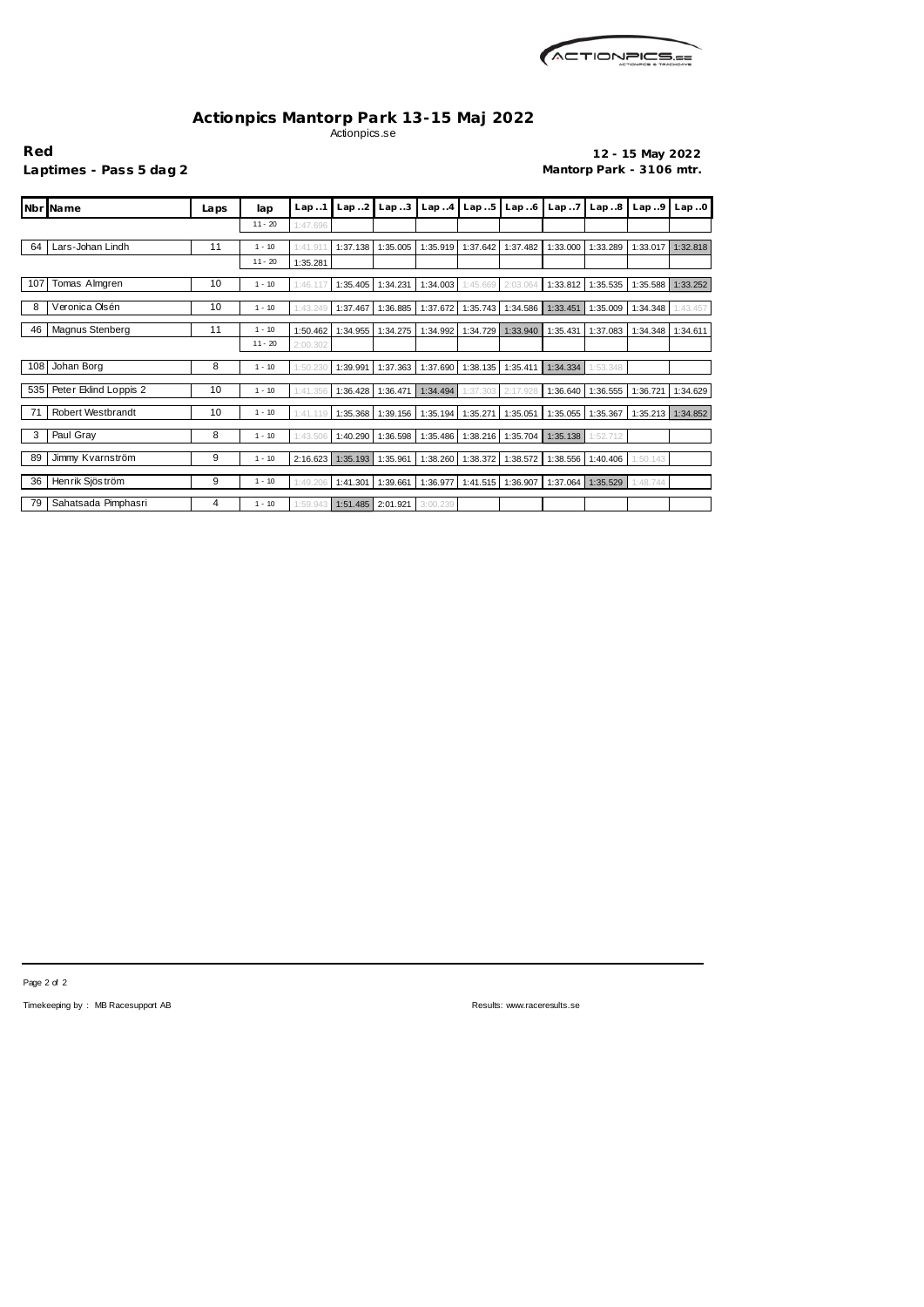# Actionpics Mantorp Park 13-15 Maj 2022

Actionpics.se

**Red**

**Laptimes - Pass 5 dag 2**

**12 - 15 May 2022**

**Mantorp Park - 3106 mtr.**

| Nbr | Name | Laps | lap | Lap..1 | Lap..2 | Lap..3 | Lap..4 | Lap..5 | Lap..6 | Lap..7 | Lap..8 | Lap..9 | Lap..0 |
|---|---|---|---|---|---|---|---|---|---|---|---|---|---|
| | | | 11 - 20 | 1:47.696 | | | | | | | | | |
| 64 | Lars-Johan Lindh | 11 | 1 - 10 | 1:41.911 | 1:37.138 | 1:35.005 | 1:35.919 | 1:37.642 | 1:37.482 | 1:33.000 | 1:33.289 | 1:33.017 | 1:32.818 |
| | | | 11 - 20 | 1:35.281 | | | | | | | | | |
| 107 | Tomas Almgren | 10 | 1 - 10 | 1:46.117 | 1:35.405 | 1:34.231 | 1:34.003 | 1:45.669 | 2:03.064 | 1:33.812 | 1:35.535 | 1:35.588 | 1:33.252 |
| 8 | Veronica Olsén | 10 | 1 - 10 | 1:43.249 | 1:37.467 | 1:36.885 | 1:37.672 | 1:35.743 | 1:34.586 | 1:33.451 | 1:35.009 | 1:34.348 | 1:43.457 |
| 46 | Magnus Stenberg | 11 | 1 - 10 | 1:50.462 | 1:34.955 | 1:34.275 | 1:34.992 | 1:34.729 | 1:33.940 | 1:35.431 | 1:37.083 | 1:34.348 | 1:34.611 |
| | | | 11 - 20 | 2:00.302 | | | | | | | | | |
| 108 | Johan Borg | 8 | 1 - 10 | 1:50.230 | 1:39.991 | 1:37.363 | 1:37.690 | 1:38.135 | 1:35.411 | 1:34.334 | 1:53.348 | | |
| 535 | Peter Eklind Loppis 2 | 10 | 1 - 10 | 1:41.356 | 1:36.428 | 1:36.471 | 1:34.494 | 1:37.303 | 2:17.928 | 1:36.640 | 1:36.555 | 1:36.721 | 1:34.629 |
| 71 | Robert Westbrandt | 10 | 1 - 10 | 1:41.119 | 1:35.368 | 1:39.156 | 1:35.194 | 1:35.271 | 1:35.051 | 1:35.055 | 1:35.367 | 1:35.213 | 1:34.852 |
| 3 | Paul Gray | 8 | 1 - 10 | 1:43.506 | 1:40.290 | 1:36.598 | 1:35.486 | 1:38.216 | 1:35.704 | 1:35.138 | 1:52.712 | | |
| 89 | Jimmy Kvarnström | 9 | 1 - 10 | 2:16.623 | 1:35.193 | 1:35.961 | 1:38.260 | 1:38.372 | 1:38.572 | 1:38.556 | 1:40.406 | 1:50.143 | |
| 36 | Henrik Sjöström | 9 | 1 - 10 | 1:49.206 | 1:41.301 | 1:39.661 | 1:36.977 | 1:41.515 | 1:36.907 | 1:37.064 | 1:35.529 | 1:48.744 | |
| 79 | Sahatsada Pimphasri | 4 | 1 - 10 | 1:59.943 | 1:51.485 | 2:01.921 | 3:00.230 | | | | | | |

Timekeeping by : MB Racesupport AB

Results: www.raceresults.se